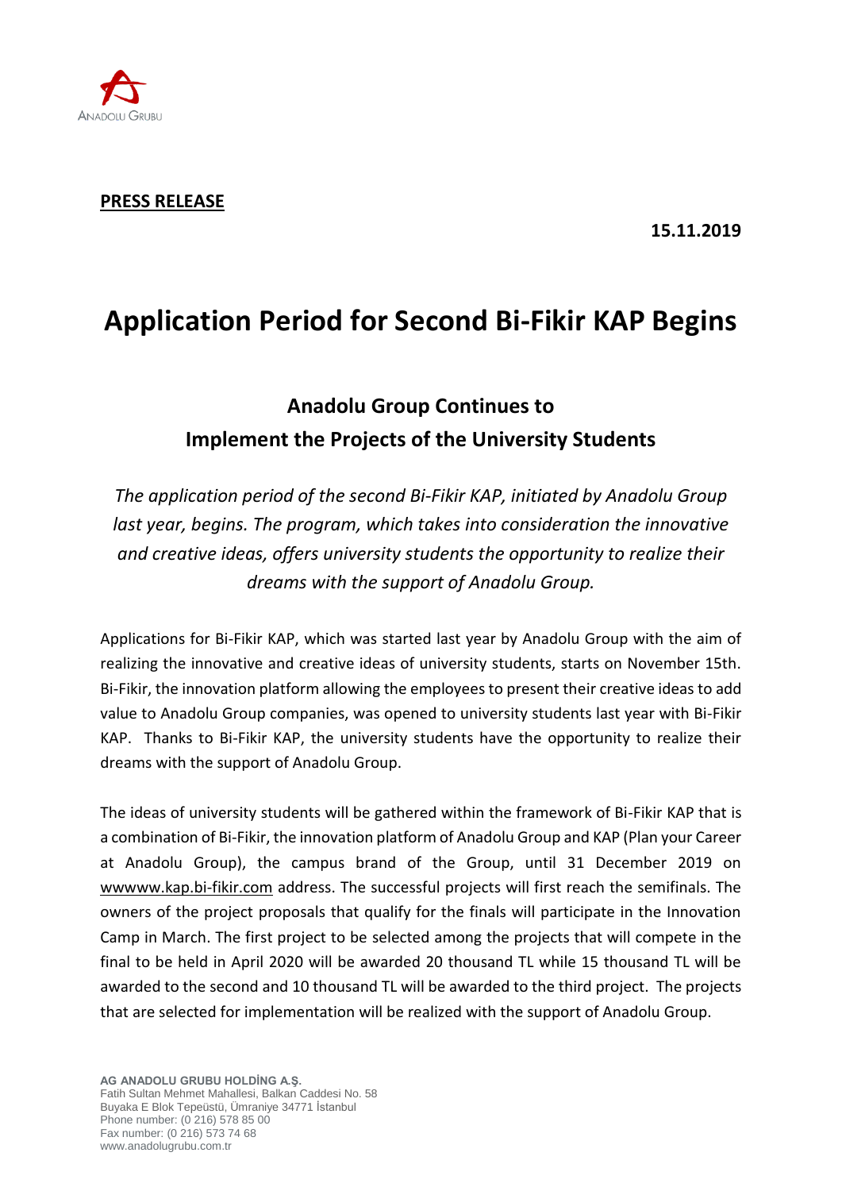**PRESS RELEASE**

**15.11.2019**

# Application Period for Second Bi-Fikir KAP Begins

## Anadolu Group Continues to Implement the Projects of the University Students

*The application period of the second Bi-Fikir KAP, initiated by Anadolu Group last year, begins. The program, which takes into consideration the innovative and creative ideas, offers university students the opportunity to realize their dreams with the support of Anadolu Group.*

Applications for Bi-Fikir KAP, which was started last year by Anadolu Group with the aim of realizing the innovative and creative ideas of university students, starts on November 15th. Bi-Fikir, the innovation platform allowing the employees to present their creative ideas to add value to Anadolu Group companies, was opened to university students last year with Bi-Fikir KAP. Thanks to Bi-Fikir KAP, the university students have the opportunity to realize their dreams with the support of Anadolu Group.

The ideas of university students will be gathered within the framework of Bi-Fikir KAP that is a combination of Bi-Fikir, the innovation platform of Anadolu Group and KAP (Plan your Career at Anadolu Group), the campus brand of the Group, until 31 December 2019 on wwwww.kap.bi-fikir.com address. The successful projects will first reach the semifinals. The owners of the project proposals that qualify for the finals will participate in the Innovation Camp in March. The first project to be selected among the projects that will compete in the final to be held in April 2020 will be awarded 20 thousand TL while 15 thousand TL will be awarded to the second and 10 thousand TL will be awarded to the third project. The projects that are selected for implementation will be realized with the support of Anadolu Group.

**AG ANADOLU GRUBU HOLDİNG A.Ş.**
Fatih Sultan Mehmet Mahallesi, Balkan Caddesi No. 58
Buyaka E Blok Tepeüstü, Ümraniye 34771 İstanbul
Phone number: (0 216) 578 85 00
Fax number: (0 216) 573 74 68
www.anadolugrubu.com.tr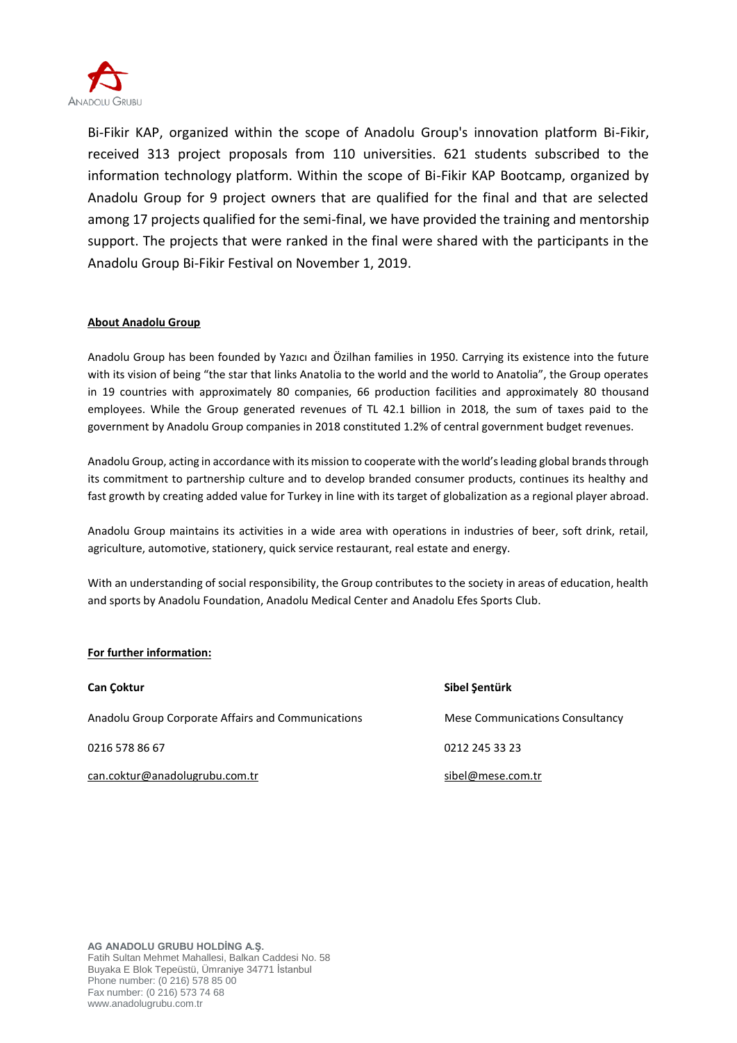Bi-Fikir KAP, organized within the scope of Anadolu Group's innovation platform Bi-Fikir, received 313 project proposals from 110 universities. 621 students subscribed to the information technology platform. Within the scope of Bi-Fikir KAP Bootcamp, organized by Anadolu Group for 9 project owners that are qualified for the final and that are selected among 17 projects qualified for the semi-final, we have provided the training and mentorship support. The projects that were ranked in the final were shared with the participants in the Anadolu Group Bi-Fikir Festival on November 1, 2019.

**About Anadolu Group**

Anadolu Group has been founded by Yazıcı and Özilhan families in 1950. Carrying its existence into the future with its vision of being "the star that links Anatolia to the world and the world to Anatolia", the Group operates in 19 countries with approximately 80 companies, 66 production facilities and approximately 80 thousand employees. While the Group generated revenues of TL 42.1 billion in 2018, the sum of taxes paid to the government by Anadolu Group companies in 2018 constituted 1.2% of central government budget revenues.

Anadolu Group, acting in accordance with its mission to cooperate with the world's leading global brands through its commitment to partnership culture and to develop branded consumer products, continues its healthy and fast growth by creating added value for Turkey in line with its target of globalization as a regional player abroad.

Anadolu Group maintains its activities in a wide area with operations in industries of beer, soft drink, retail, agriculture, automotive, stationery, quick service restaurant, real estate and energy.

With an understanding of social responsibility, the Group contributes to the society in areas of education, health and sports by Anadolu Foundation, Anadolu Medical Center and Anadolu Efes Sports Club.

**For further information:**

**Can Çoktur**

Anadolu Group Corporate Affairs and Communications

0216 578 86 67

can.coktur@anadolugrubu.com.tr

**Sibel Şentürk**

Mese Communications Consultancy

0212 245 33 23

sibel@mese.com.tr

**AG ANADOLU GRUBU HOLDİNG A.Ş.**
Fatih Sultan Mehmet Mahallesi, Balkan Caddesi No. 58
Buyaka E Blok Tepeüstü, Ümraniye 34771 İstanbul
Phone number: (0 216) 578 85 00
Fax number: (0 216) 573 74 68
www.anadolugrubu.com.tr